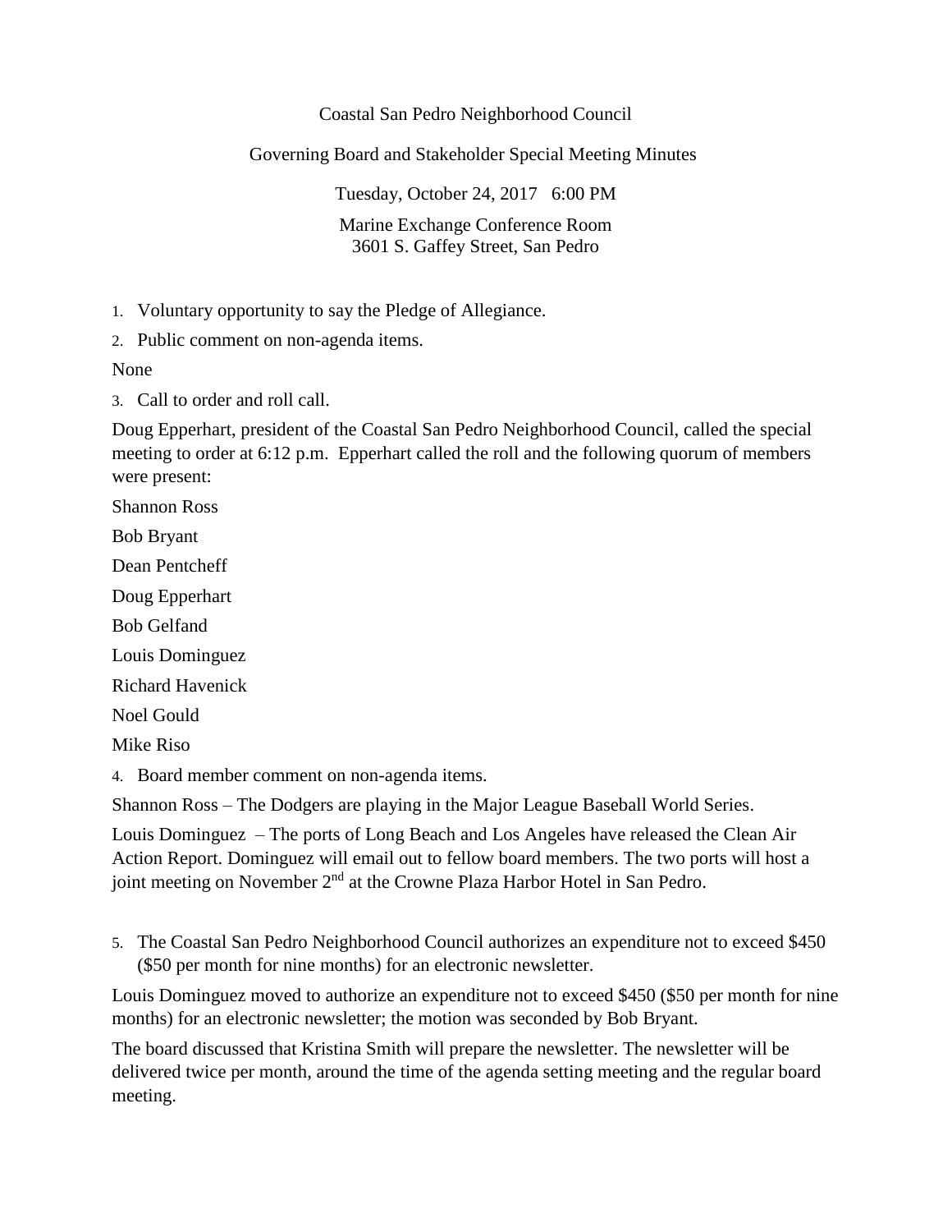# Coastal San Pedro Neighborhood Council

## Governing Board and Stakeholder Special Meeting Minutes

Tuesday, October 24, 2017 6:00 PM

Marine Exchange Conference Room
3601 S. Gaffey Street, San Pedro

1. Voluntary opportunity to say the Pledge of Allegiance.
2. Public comment on non-agenda items.

None

3. Call to order and roll call.

Doug Epperhart, president of the Coastal San Pedro Neighborhood Council, called the special meeting to order at 6:12 p.m. Epperhart called the roll and the following quorum of members were present:

Shannon Ross

Bob Bryant

Dean Pentcheff

Doug Epperhart

Bob Gelfand

Louis Dominguez

Richard Havenick

Noel Gould

Mike Riso

4. Board member comment on non-agenda items.

Shannon Ross – The Dodgers are playing in the Major League Baseball World Series.

Louis Dominguez – The ports of Long Beach and Los Angeles have released the Clean Air Action Report. Dominguez will email out to fellow board members. The two ports will host a joint meeting on November 2nd at the Crowne Plaza Harbor Hotel in San Pedro.

5. The Coastal San Pedro Neighborhood Council authorizes an expenditure not to exceed $450 ($50 per month for nine months) for an electronic newsletter.

Louis Dominguez moved to authorize an expenditure not to exceed $450 ($50 per month for nine months) for an electronic newsletter; the motion was seconded by Bob Bryant.

The board discussed that Kristina Smith will prepare the newsletter. The newsletter will be delivered twice per month, around the time of the agenda setting meeting and the regular board meeting.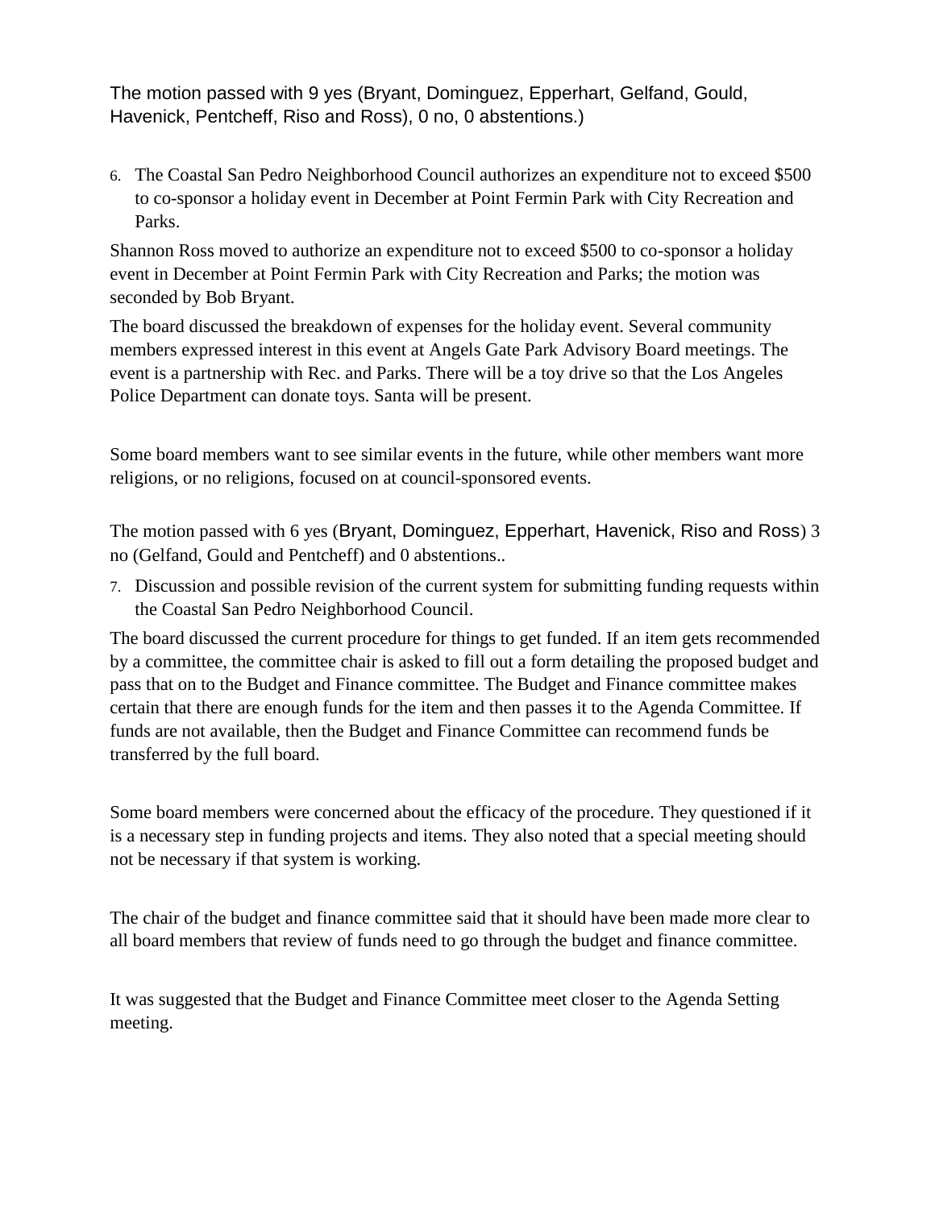The motion passed with 9 yes (Bryant, Dominguez, Epperhart, Gelfand, Gould, Havenick, Pentcheff, Riso and Ross), 0 no, 0 abstentions.)

6. The Coastal San Pedro Neighborhood Council authorizes an expenditure not to exceed $500 to co-sponsor a holiday event in December at Point Fermin Park with City Recreation and Parks.

Shannon Ross moved to authorize an expenditure not to exceed $500 to co-sponsor a holiday event in December at Point Fermin Park with City Recreation and Parks; the motion was seconded by Bob Bryant.

The board discussed the breakdown of expenses for the holiday event. Several community members expressed interest in this event at Angels Gate Park Advisory Board meetings. The event is a partnership with Rec. and Parks. There will be a toy drive so that the Los Angeles Police Department can donate toys. Santa will be present.

Some board members want to see similar events in the future, while other members want more religions, or no religions, focused on at council-sponsored events.

The motion passed with 6 yes (Bryant, Dominguez, Epperhart, Havenick, Riso and Ross) 3 no (Gelfand, Gould and Pentcheff) and 0 abstentions..

7. Discussion and possible revision of the current system for submitting funding requests within the Coastal San Pedro Neighborhood Council.

The board discussed the current procedure for things to get funded. If an item gets recommended by a committee, the committee chair is asked to fill out a form detailing the proposed budget and pass that on to the Budget and Finance committee. The Budget and Finance committee makes certain that there are enough funds for the item and then passes it to the Agenda Committee. If funds are not available, then the Budget and Finance Committee can recommend funds be transferred by the full board.

Some board members were concerned about the efficacy of the procedure. They questioned if it is a necessary step in funding projects and items. They also noted that a special meeting should not be necessary if that system is working.

The chair of the budget and finance committee said that it should have been made more clear to all board members that review of funds need to go through the budget and finance committee.

It was suggested that the Budget and Finance Committee meet closer to the Agenda Setting meeting.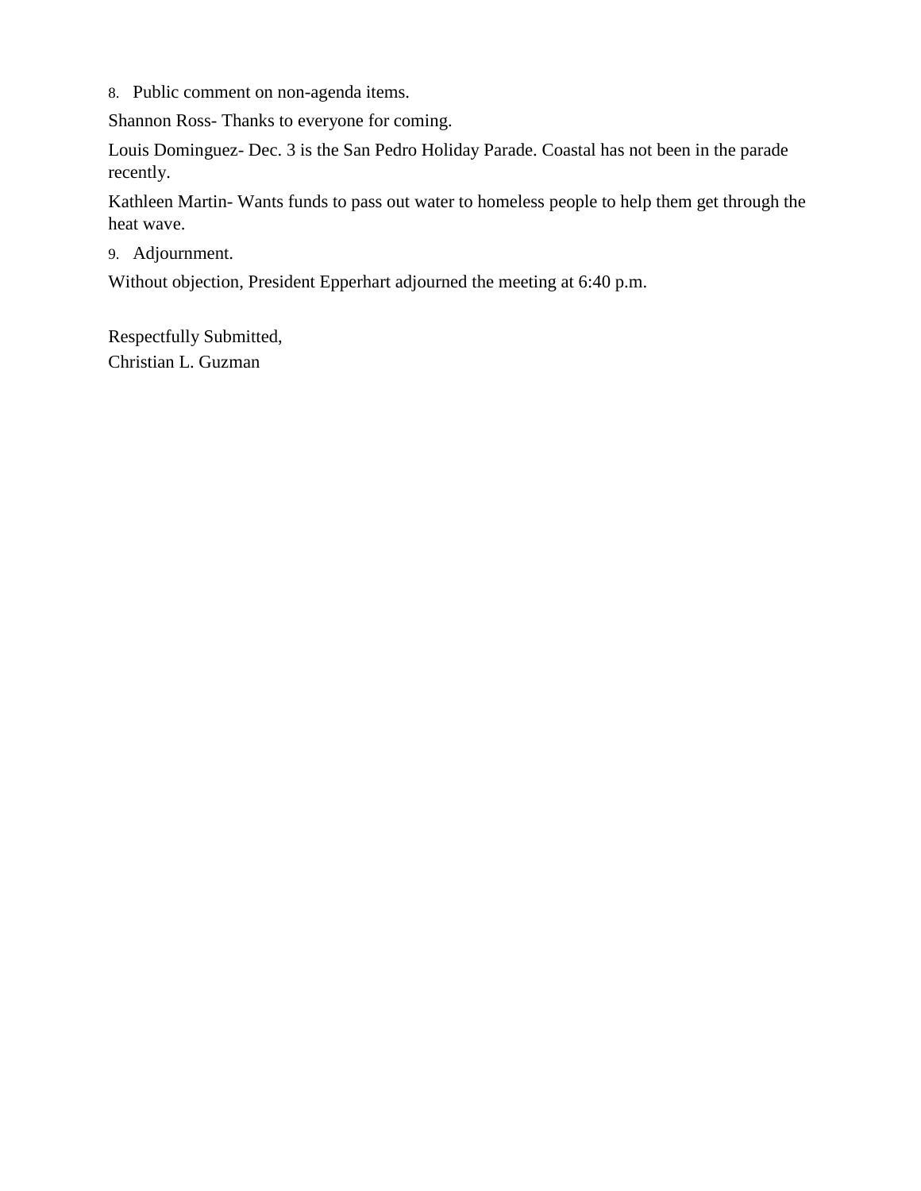8. Public comment on non-agenda items.

Shannon Ross- Thanks to everyone for coming.

Louis Dominguez- Dec. 3 is the San Pedro Holiday Parade. Coastal has not been in the parade recently.

Kathleen Martin- Wants funds to pass out water to homeless people to help them get through the heat wave.

9. Adjournment.

Without objection, President Epperhart adjourned the meeting at 6:40 p.m.

Respectfully Submitted,  
Christian L. Guzman